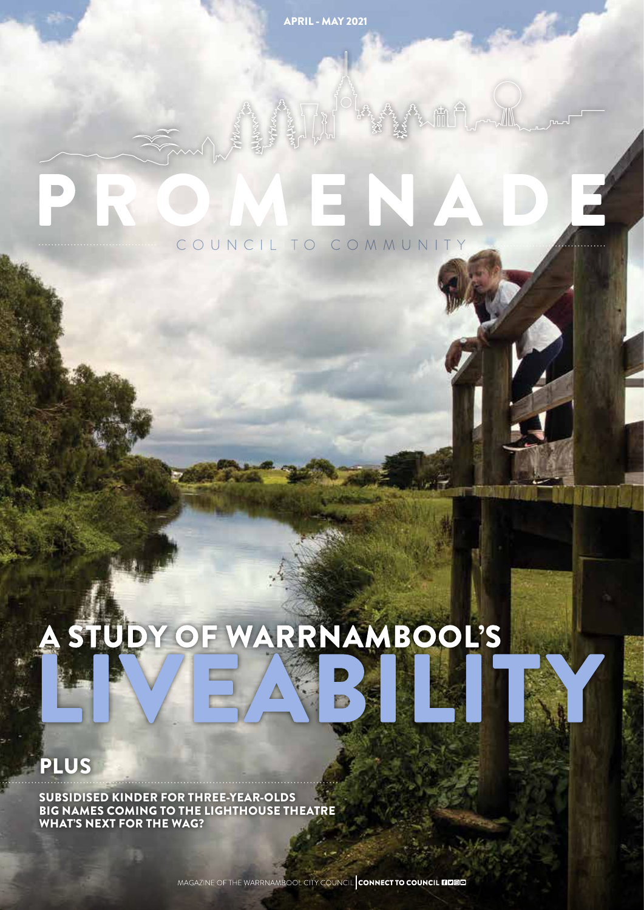APRIL - MAY 2021

# PROMENADE

COUNCIL TO COMMUNITY

## A STUDY OF WARRNAMBOOL'S LIVEABILITY

## PLUS

**SUBSIDISED KINDER FOR THREE-YEAR-OLDS**
**BIG NAMES COMING TO THE LIGHTHOUSE THEATRE**
**WHAT'S NEXT FOR THE WAG?**

MAGAZINE OF THE WARRNAMBOOL CITY COUNCIL | **CONNECT TO COUNCIL**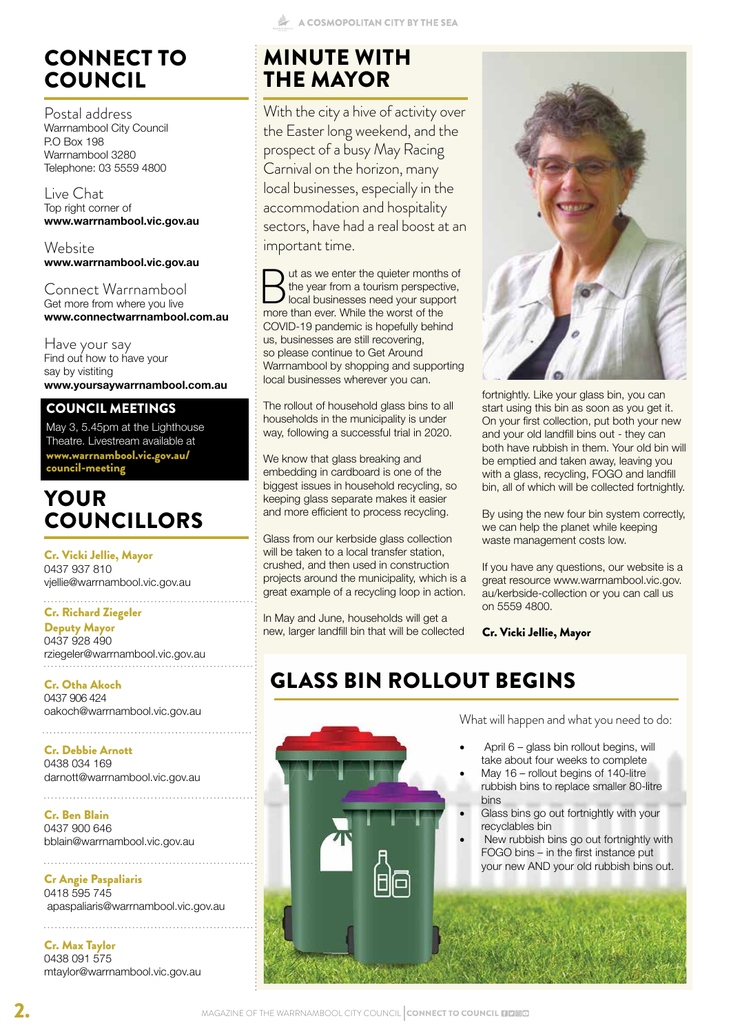# CONNECT TO COUNCIL

Postal address
Warrnambool City Council
P.O Box 198
Warrnambool 3280
Telephone: 03 5559 4800

Live Chat
Top right corner of
**www.warrnambool.vic.gov.au**

Website
**www.warrnambool.vic.gov.au**

Connect Warrnambool
Get more from where you live
**www.connectwarrnambool.com.au**

Have your say
Find out how to have your say by vistiting
**www.yoursaywarrnambool.com.au**

## COUNCIL MEETINGS

May 3, 5.45pm at the Lighthouse Theatre. Livestream available at **www.warrnambool.vic.gov.au/council-meeting**

# YOUR COUNCILLORS

**Cr. Vicki Jellie, Mayor**
0437 937 810
vjellie@warrnambool.vic.gov.au

**Cr. Richard Ziegeler**
**Deputy Mayor**
0437 928 490
rziegeler@warrnambool.vic.gov.au

**Cr. Otha Akoch**
0437 906 424
oakoch@warrnambool.vic.gov.au

**Cr. Debbie Arnott**
0438 034 169
darnott@warrnambool.vic.gov.au

**Cr. Ben Blain**
0437 900 646
bblain@warrnambool.vic.gov.au

**Cr Angie Paspaliaris**
0418 595 745
apaspaliaris@warrnambool.vic.gov.au

**Cr. Max Taylor**
0438 091 575
mtaylor@warrnambool.vic.gov.au

# MINUTE WITH THE MAYOR

With the city a hive of activity over the Easter long weekend, and the prospect of a busy May Racing Carnival on the horizon, many local businesses, especially in the accommodation and hospitality sectors, have had a real boost at an important time.

But as we enter the quieter months of the year from a tourism perspective, local businesses need your support more than ever. While the worst of the COVID-19 pandemic is hopefully behind us, businesses are still recovering, so please continue to Get Around Warrnambool by shopping and supporting local businesses wherever you can.

The rollout of household glass bins to all households in the municipality is under way, following a successful trial in 2020.

We know that glass breaking and embedding in cardboard is one of the biggest issues in household recycling, so keeping glass separate makes it easier and more efficient to process recycling.

Glass from our kerbside glass collection will be taken to a local transfer station, crushed, and then used in construction projects around the municipality, which is a great example of a recycling loop in action.

In May and June, households will get a new, larger landfill bin that will be collected fortnightly. Like your glass bin, you can start using this bin as soon as you get it. On your first collection, put both your new and your old landfill bins out - they can both have rubbish in them. Your old bin will be emptied and taken away, leaving you with a glass, recycling, FOGO and landfill bin, all of which will be collected fortnightly.

By using the new four bin system correctly, we can help the planet while keeping waste management costs low.

If you have any questions, our website is a great resource www.warrnambool.vic.gov.au/kerbside-collection or you can call us on 5559 4800.

**Cr. Vicki Jellie, Mayor**

# GLASS BIN ROLLOUT BEGINS

What will happen and what you need to do:

- April 6 – glass bin rollout begins, will take about four weeks to complete
- May 16 – rollout begins of 140-litre rubbish bins to replace smaller 80-litre bins
- Glass bins go out fortnightly with your recyclables bin
- New rubbish bins go out fortnightly with FOGO bins – in the first instance put your new AND your old rubbish bins out.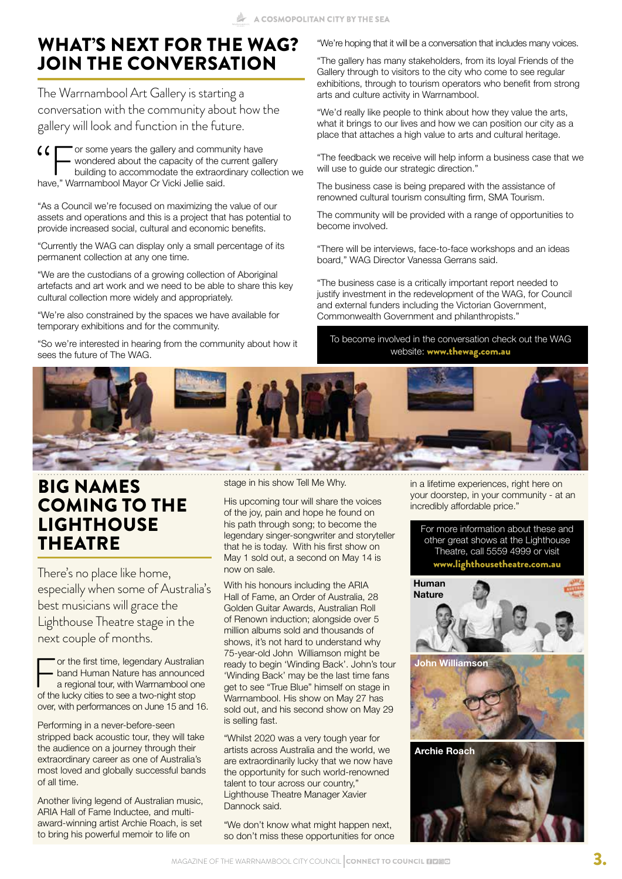# WHAT'S NEXT FOR THE WAG? JOIN THE CONVERSATION

The Warrnambool Art Gallery is starting a conversation with the community about how the gallery will look and function in the future.

"For some years the gallery and community have wondered about the capacity of the current gallery building to accommodate the extraordinary collection we have," Warrnambool Mayor Cr Vicki Jellie said.

"As a Council we're focused on maximizing the value of our assets and operations and this is a project that has potential to provide increased social, cultural and economic benefits.

"Currently the WAG can display only a small percentage of its permanent collection at any one time.

"We are the custodians of a growing collection of Aboriginal artefacts and art work and we need to be able to share this key cultural collection more widely and appropriately.

"We're also constrained by the spaces we have available for temporary exhibitions and for the community.

"So we're interested in hearing from the community about how it sees the future of The WAG.

"We're hoping that it will be a conversation that includes many voices.

"The gallery has many stakeholders, from its loyal Friends of the Gallery through to visitors to the city who come to see regular exhibitions, through to tourism operators who benefit from strong arts and culture activity in Warrnambool.

"We'd really like people to think about how they value the arts, what it brings to our lives and how we can position our city as a place that attaches a high value to arts and cultural heritage.

"The feedback we receive will help inform a business case that we will use to guide our strategic direction."

The business case is being prepared with the assistance of renowned cultural tourism consulting firm, SMA Tourism.

The community will be provided with a range of opportunities to become involved.

"There will be interviews, face-to-face workshops and an ideas board," WAG Director Vanessa Gerrans said.

"The business case is a critically important report needed to justify investment in the redevelopment of the WAG, for Council and external funders including the Victorian Government, Commonwealth Government and philanthropists."

To become involved in the conversation check out the WAG website: **www.thewag.com.au**

# BIG NAMES COMING TO THE LIGHTHOUSE THEATRE

There's no place like home, especially when some of Australia's best musicians will grace the Lighthouse Theatre stage in the next couple of months.

For the first time, legendary Australian band Human Nature has announced a regional tour, with Warrnambool one of the lucky cities to see a two-night stop over, with performances on June 15 and 16.

Performing in a never-before-seen stripped back acoustic tour, they will take the audience on a journey through their extraordinary career as one of Australia's most loved and globally successful bands of all time.

Another living legend of Australian music, ARIA Hall of Fame Inductee, and multi-award-winning artist Archie Roach, is set to bring his powerful memoir to life on stage in his show Tell Me Why.

His upcoming tour will share the voices of the joy, pain and hope he found on his path through song; to become the legendary singer-songwriter and storyteller that he is today. With his first show on May 1 sold out, a second on May 14 is now on sale.

With his honours including the ARIA Hall of Fame, an Order of Australia, 28 Golden Guitar Awards, Australian Roll of Renown induction; alongside over 5 million albums sold and thousands of shows, it's not hard to understand why 75-year-old John Williamson might be ready to begin 'Winding Back'. John's tour 'Winding Back' may be the last time fans get to see "True Blue" himself on stage in Warrnambool. His show on May 27 has sold out, and his second show on May 29 is selling fast.

"Whilst 2020 was a very tough year for artists across Australia and the world, we are extraordinarily lucky that we now have the opportunity for such world-renowned talent to tour across our country," Lighthouse Theatre Manager Xavier Dannock said.

"We don't know what might happen next, so don't miss these opportunities for once in a lifetime experiences, right here on your doorstep, in your community - at an incredibly affordable price."

For more information about these and other great shows at the Lighthouse Theatre, call 5559 4999 or visit **www.lighthousetheatre.com.au**

Human Nature

John Williamson

Archie Roach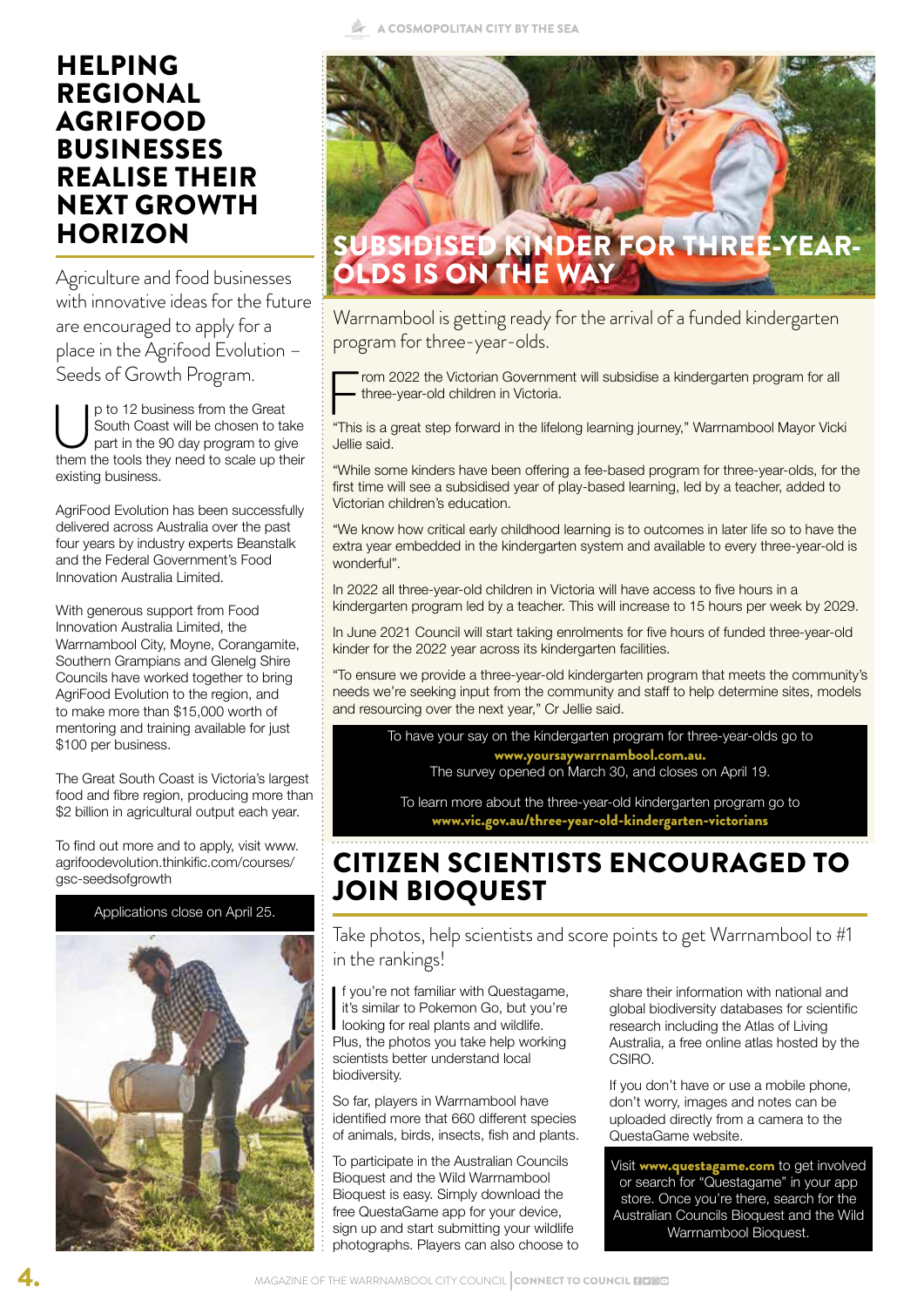# HELPING REGIONAL AGRIFOOD BUSINESSES REALISE THEIR NEXT GROWTH HORIZON

Agriculture and food businesses with innovative ideas for the future are encouraged to apply for a place in the Agrifood Evolution – Seeds of Growth Program.

Up to 12 business from the Great South Coast will be chosen to take part in the 90 day program to give them the tools they need to scale up their existing business.

AgriFood Evolution has been successfully delivered across Australia over the past four years by industry experts Beanstalk and the Federal Government's Food Innovation Australia Limited.

With generous support from Food Innovation Australia Limited, the Warrnambool City, Moyne, Corangamite, Southern Grampians and Glenelg Shire Councils have worked together to bring AgriFood Evolution to the region, and to make more than $15,000 worth of mentoring and training available for just $100 per business.

The Great South Coast is Victoria's largest food and fibre region, producing more than $2 billion in agricultural output each year.

To find out more and to apply, visit www.agrifoodevolution.thinkific.com/courses/gsc-seedsofgrowth

Applications close on April 25.

# SUBSIDISED KINDER FOR THREE-YEAR-OLDS IS ON THE WAY

Warrnambool is getting ready for the arrival of a funded kindergarten program for three-year-olds.

From 2022 the Victorian Government will subsidise a kindergarten program for all three-year-old children in Victoria.

"This is a great step forward in the lifelong learning journey," Warrnambool Mayor Vicki Jellie said.

"While some kinders have been offering a fee-based program for three-year-olds, for the first time will see a subsidised year of play-based learning, led by a teacher, added to Victorian children's education.

"We know how critical early childhood learning is to outcomes in later life so to have the extra year embedded in the kindergarten system and available to every three-year-old is wonderful".

In 2022 all three-year-old children in Victoria will have access to five hours in a kindergarten program led by a teacher. This will increase to 15 hours per week by 2029.

In June 2021 Council will start taking enrolments for five hours of funded three-year-old kinder for the 2022 year across its kindergarten facilities.

"To ensure we provide a three-year-old kindergarten program that meets the community's needs we're seeking input from the community and staff to help determine sites, models and resourcing over the next year," Cr Jellie said.

To have your say on the kindergarten program for three-year-olds go to **www.yoursaywarrnambool.com.au.** The survey opened on March 30, and closes on April 19.

To learn more about the three-year-old kindergarten program go to **www.vic.gov.au/three-year-old-kindergarten-victorians**

# CITIZEN SCIENTISTS ENCOURAGED TO JOIN BIOQUEST

Take photos, help scientists and score points to get Warrnambool to #1 in the rankings!

If you're not familiar with Questagame, it's similar to Pokemon Go, but you're looking for real plants and wildlife. Plus, the photos you take help working scientists better understand local biodiversity.

So far, players in Warrnambool have identified more that 660 different species of animals, birds, insects, fish and plants.

To participate in the Australian Councils Bioquest and the Wild Warrnambool Bioquest is easy. Simply download the free QuestaGame app for your device, sign up and start submitting your wildlife photographs. Players can also choose to share their information with national and global biodiversity databases for scientific research including the Atlas of Living Australia, a free online atlas hosted by the CSIRO.

If you don't have or use a mobile phone, don't worry, images and notes can be uploaded directly from a camera to the QuestaGame website.

Visit **www.questagame.com** to get involved or search for "Questagame" in your app store. Once you're there, search for the Australian Councils Bioquest and the Wild Warrnambool Bioquest.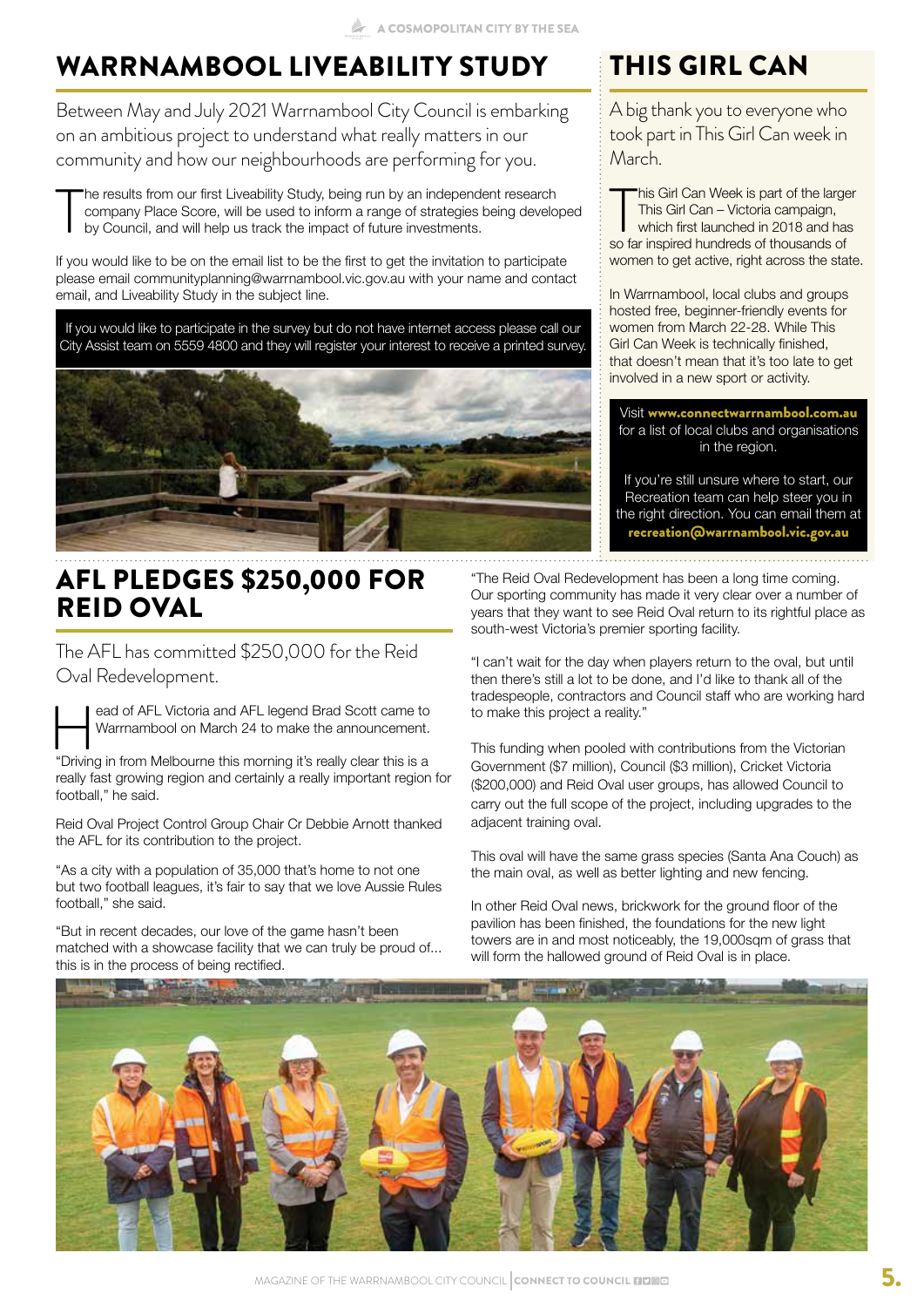# WARRNAMBOOL LIVEABILITY STUDY

Between May and July 2021 Warrnambool City Council is embarking on an ambitious project to understand what really matters in our community and how our neighbourhoods are performing for you.

The results from our first Liveability Study, being run by an independent research company Place Score, will be used to inform a range of strategies being developed by Council, and will help us track the impact of future investments.

If you would like to be on the email list to be the first to get the invitation to participate please email communityplanning@warrnambool.vic.gov.au with your name and contact email, and Liveability Study in the subject line.

If you would like to participate in the survey but do not have internet access please call our City Assist team on 5559 4800 and they will register your interest to receive a printed survey.

# THIS GIRL CAN

A big thank you to everyone who took part in This Girl Can week in March.

This Girl Can Week is part of the larger This Girl Can – Victoria campaign, which first launched in 2018 and has so far inspired hundreds of thousands of women to get active, right across the state.

In Warrnambool, local clubs and groups hosted free, beginner-friendly events for women from March 22-28. While This Girl Can Week is technically finished, that doesn't mean that it's too late to get involved in a new sport or activity.

Visit **www.connectwarrnambool.com.au** for a list of local clubs and organisations in the region.

If you're still unsure where to start, our Recreation team can help steer you in the right direction. You can email them at **recreation@warrnambool.vic.gov.au**

# AFL PLEDGES $250,000 FOR REID OVAL

The AFL has committed $250,000 for the Reid Oval Redevelopment.

Head of AFL Victoria and AFL legend Brad Scott came to Warrnambool on March 24 to make the announcement.

"Driving in from Melbourne this morning it's really clear this is a really fast growing region and certainly a really important region for football," he said.

Reid Oval Project Control Group Chair Cr Debbie Arnott thanked the AFL for its contribution to the project.

"As a city with a population of 35,000 that's home to not one but two football leagues, it's fair to say that we love Aussie Rules football," she said.

"But in recent decades, our love of the game hasn't been matched with a showcase facility that we can truly be proud of... this is in the process of being rectified.

"The Reid Oval Redevelopment has been a long time coming. Our sporting community has made it very clear over a number of years that they want to see Reid Oval return to its rightful place as south-west Victoria's premier sporting facility.

"I can't wait for the day when players return to the oval, but until then there's still a lot to be done, and I'd like to thank all of the tradespeople, contractors and Council staff who are working hard to make this project a reality."

This funding when pooled with contributions from the Victorian Government ($7 million), Council ($3 million), Cricket Victoria ($200,000) and Reid Oval user groups, has allowed Council to carry out the full scope of the project, including upgrades to the adjacent training oval.

This oval will have the same grass species (Santa Ana Couch) as the main oval, as well as better lighting and new fencing.

In other Reid Oval news, brickwork for the ground floor of the pavilion has been finished, the foundations for the new light towers are in and most noticeably, the 19,000sqm of grass that will form the hallowed ground of Reid Oval is in place.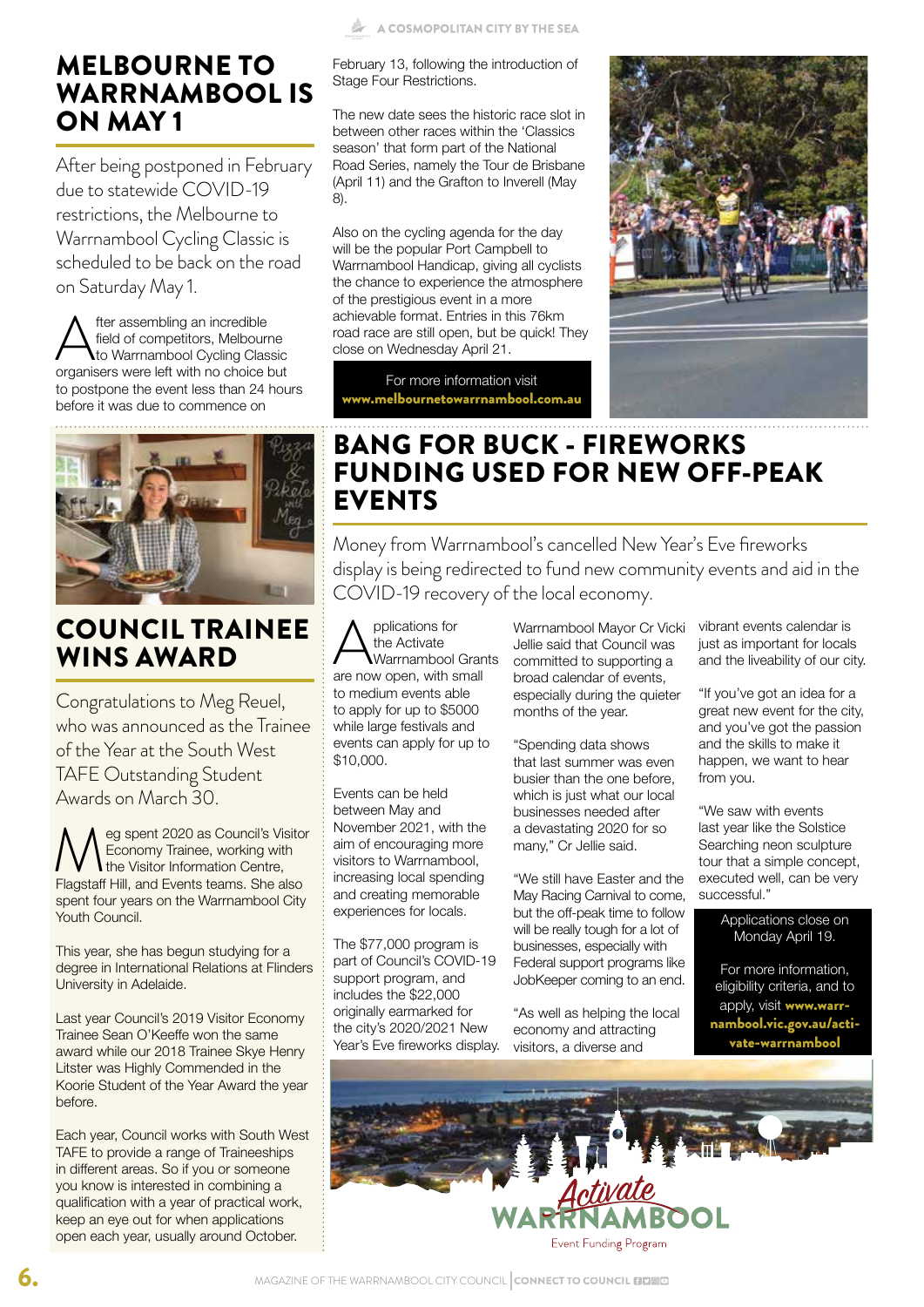# MELBOURNE TO WARRNAMBOOL IS ON MAY 1

After being postponed in February due to statewide COVID-19 restrictions, the Melbourne to Warrnambool Cycling Classic is scheduled to be back on the road on Saturday May 1.

After assembling an incredible field of competitors, Melbourne to Warrnambool Cycling Classic organisers were left with no choice but to postpone the event less than 24 hours before it was due to commence on February 13, following the introduction of Stage Four Restrictions.

The new date sees the historic race slot in between other races within the 'Classics season' that form part of the National Road Series, namely the Tour de Brisbane (April 11) and the Grafton to Inverell (May 8).

Also on the cycling agenda for the day will be the popular Port Campbell to Warrnambool Handicap, giving all cyclists the chance to experience the atmosphere of the prestigious event in a more achievable format. Entries in this 76km road race are still open, but be quick! They close on Wednesday April 21.

For more information visit **www.melbournetowarrnambool.com.au**

# COUNCIL TRAINEE WINS AWARD

Congratulations to Meg Reuel, who was announced as the Trainee of the Year at the South West TAFE Outstanding Student Awards on March 30.

Meg spent 2020 as Council's Visitor Economy Trainee, working with the Visitor Information Centre, Flagstaff Hill, and Events teams. She also spent four years on the Warrnambool City Youth Council.

This year, she has begun studying for a degree in International Relations at Flinders University in Adelaide.

Last year Council's 2019 Visitor Economy Trainee Sean O'Keeffe won the same award while our 2018 Trainee Skye Henry Litster was Highly Commended in the Koorie Student of the Year Award the year before.

Each year, Council works with South West TAFE to provide a range of Traineeships in different areas. So if you or someone you know is interested in combining a qualification with a year of practical work, keep an eye out for when applications open each year, usually around October.

# BANG FOR BUCK - FIREWORKS FUNDING USED FOR NEW OFF-PEAK EVENTS

Money from Warrnambool's cancelled New Year's Eve fireworks display is being redirected to fund new community events and aid in the COVID-19 recovery of the local economy.

Applications for the Activate Warrnambool Grants are now open, with small to medium events able to apply for up to $5000 while large festivals and events can apply for up to $10,000.

Events can be held between May and November 2021, with the aim of encouraging more visitors to Warrnambool, increasing local spending and creating memorable experiences for locals.

The $77,000 program is part of Council's COVID-19 support program, and includes the $22,000 originally earmarked for the city's 2020/2021 New Year's Eve fireworks display.

Warrnambool Mayor Cr Vicki Jellie said that Council was committed to supporting a broad calendar of events, especially during the quieter months of the year.

"Spending data shows that last summer was even busier than the one before, which is just what our local businesses needed after a devastating 2020 for so many," Cr Jellie said.

"We still have Easter and the May Racing Carnival to come, but the off-peak time to follow will be really tough for a lot of businesses, especially with Federal support programs like JobKeeper coming to an end.

"As well as helping the local economy and attracting visitors, a diverse and vibrant events calendar is just as important for locals and the liveability of our city.

"If you've got an idea for a great new event for the city, and you've got the passion and the skills to make it happen, we want to hear from you.

"We saw with events last year like the Solstice Searching neon sculpture tour that a simple concept, executed well, can be very successful."

Applications close on Monday April 19.

For more information, eligibility criteria, and to apply, visit **www.warrnambool.vic.gov.au/activate-warrnambool**

Activate WARRNAMBOOL Event Funding Program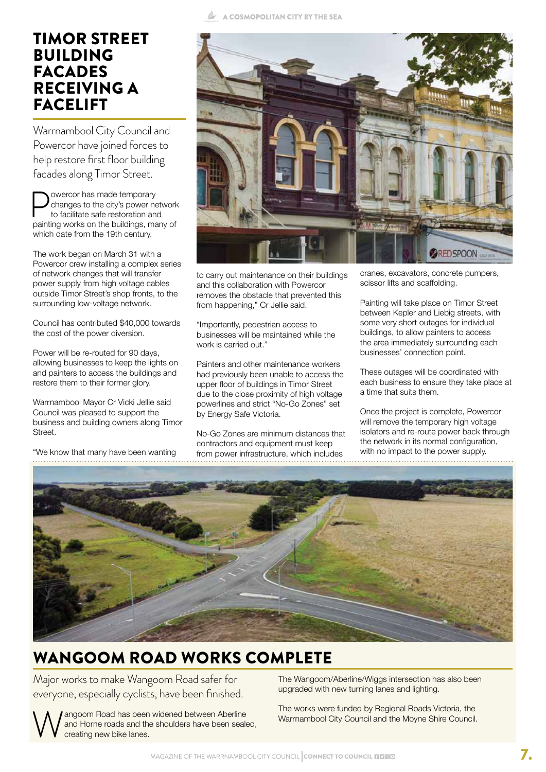# TIMOR STREET BUILDING FACADES RECEIVING A FACELIFT

Warrnambool City Council and Powercor have joined forces to help restore first floor building facades along Timor Street.

Powercor has made temporary changes to the city's power network to facilitate safe restoration and painting works on the buildings, many of which date from the 19th century.

The work began on March 31 with a Powercor crew installing a complex series of network changes that will transfer power supply from high voltage cables outside Timor Street's shop fronts, to the surrounding low-voltage network.

Council has contributed $40,000 towards the cost of the power diversion.

Power will be re-routed for 90 days, allowing businesses to keep the lights on and painters to access the buildings and restore them to their former glory.

Warrnambool Mayor Cr Vicki Jellie said Council was pleased to support the business and building owners along Timor Street.

"We know that many have been wanting to carry out maintenance on their buildings and this collaboration with Powercor removes the obstacle that prevented this from happening," Cr Jellie said.

"Importantly, pedestrian access to businesses will be maintained while the work is carried out."

Painters and other maintenance workers had previously been unable to access the upper floor of buildings in Timor Street due to the close proximity of high voltage powerlines and strict "No-Go Zones" set by Energy Safe Victoria.

No-Go Zones are minimum distances that contractors and equipment must keep from power infrastructure, which includes cranes, excavators, concrete pumpers, scissor lifts and scaffolding.

Painting will take place on Timor Street between Kepler and Liebig streets, with some very short outages for individual buildings, to allow painters to access the area immediately surrounding each businesses' connection point.

These outages will be coordinated with each business to ensure they take place at a time that suits them.

Once the project is complete, Powercor will remove the temporary high voltage isolators and re-route power back through the network in its normal configuration, with no impact to the power supply.

# WANGOOM ROAD WORKS COMPLETE

Major works to make Wangoom Road safer for everyone, especially cyclists, have been finished.

Wangoom Road has been widened between Aberline and Horne roads and the shoulders have been sealed, creating new bike lanes.

The Wangoom/Aberline/Wiggs intersection has also been upgraded with new turning lanes and lighting.

The works were funded by Regional Roads Victoria, the Warrnambool City Council and the Moyne Shire Council.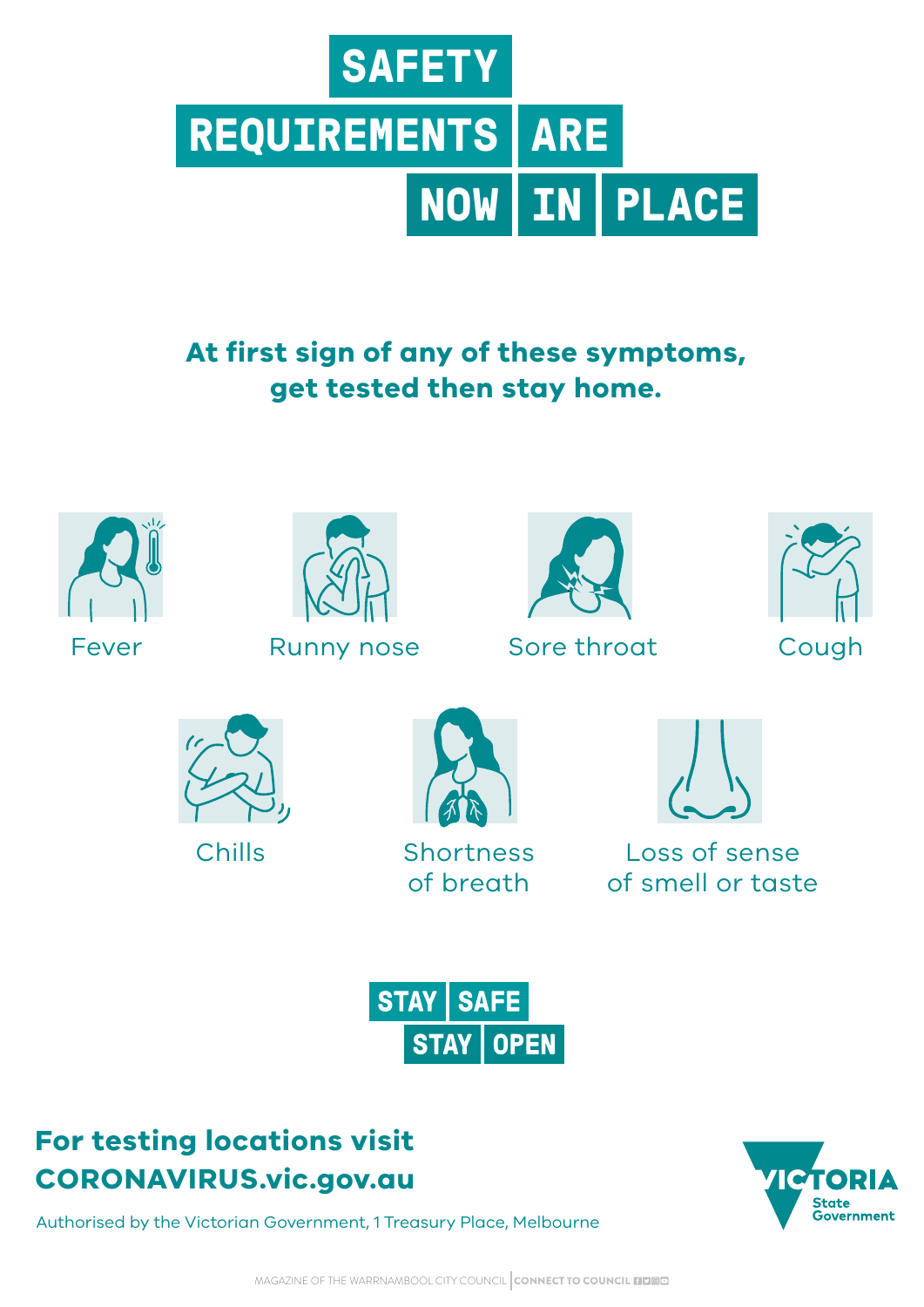# SAFETY REQUIREMENTS ARE NOW IN PLACE

**At first sign of any of these symptoms, get tested then stay home.**

Fever

Runny nose

Sore throat

Cough

Chills

Shortness of breath

Loss of sense of smell or taste

STAY SAFE STAY OPEN

**For testing locations visit CORONAVIRUS.vic.gov.au**

Authorised by the Victorian Government, 1 Treasury Place, Melbourne

VICTORIA State Government